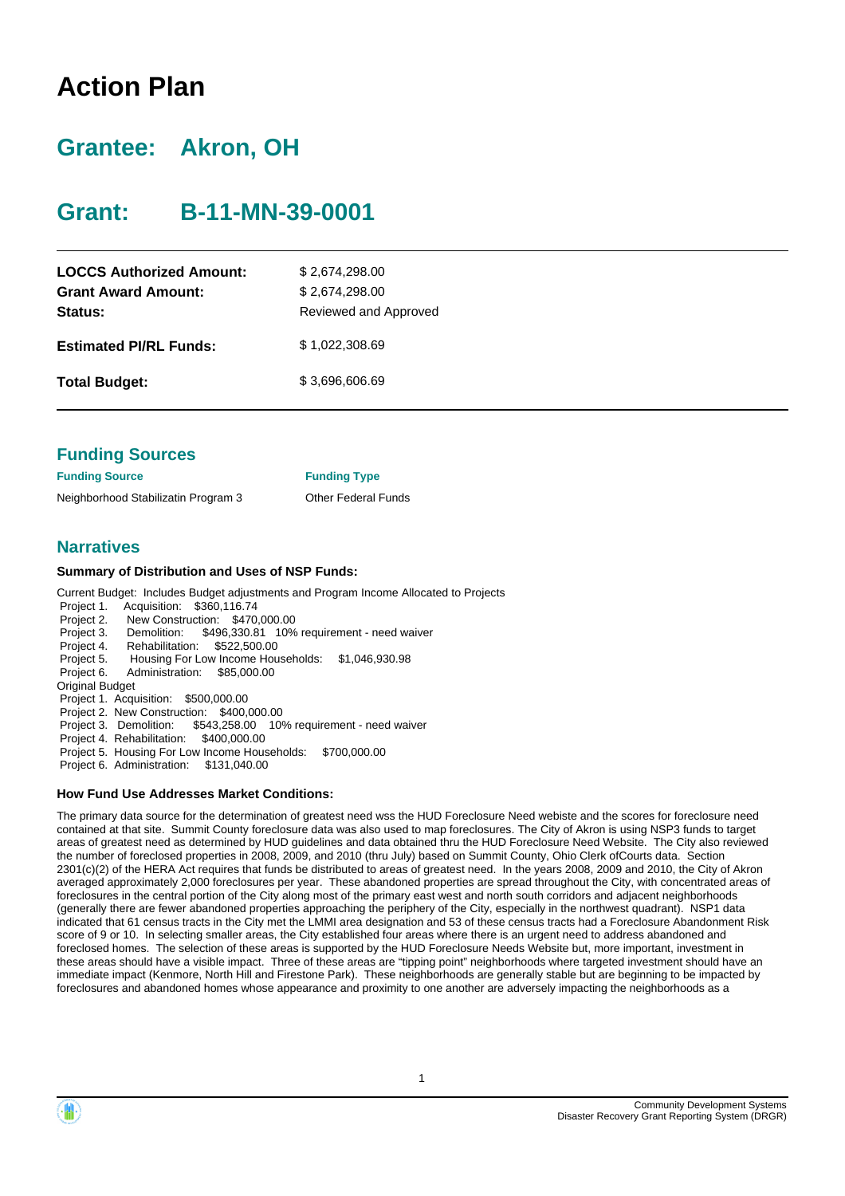# Action Plan

## Grantee: Akron, OH

## Grant: B-11-MN-39-0001

| | |
|---|---|
| **LOCCS Authorized Amount:** | $ 2,674,298.00 |
| **Grant Award Amount:** | $ 2,674,298.00 |
| **Status:** | Reviewed and Approved |
| **Estimated PI/RL Funds:** | $ 1,022,308.69 |
| **Total Budget:** | $ 3,696,606.69 |

## Funding Sources

| Funding Source | Funding Type |
|---|---|
| Neighborhood Stabilizatin Program 3 | Other Federal Funds |

## Narratives

### Summary of Distribution and Uses of NSP Funds:

Current Budget: Includes Budget adjustments and Program Income Allocated to Projects
Project 1. Acquisition: $360,116.74
Project 2. New Construction: $470,000.00
Project 3. Demolition: $496,330.81 10% requirement - need waiver
Project 4. Rehabilitation: $522,500.00
Project 5. Housing For Low Income Households: $1,046,930.98
Project 6. Administration: $85,000.00
Original Budget
Project 1. Acquisition: $500,000.00
Project 2. New Construction: $400,000.00
Project 3. Demolition: $543,258.00 10% requirement - need waiver
Project 4. Rehabilitation: $400,000.00
Project 5. Housing For Low Income Households: $700,000.00
Project 6. Administration: $131,040.00

### How Fund Use Addresses Market Conditions:

The primary data source for the determination of greatest need wss the HUD Foreclosure Need webiste and the scores for foreclosure need contained at that site. Summit County foreclosure data was also used to map foreclosures. The City of Akron is using NSP3 funds to target areas of greatest need as determined by HUD guidelines and data obtained thru the HUD Foreclosure Need Website. The City also reviewed the number of foreclosed properties in 2008, 2009, and 2010 (thru July) based on Summit County, Ohio Clerk ofCourts data. Section 2301(c)(2) of the HERA Act requires that funds be distributed to areas of greatest need. In the years 2008, 2009 and 2010, the City of Akron averaged approximately 2,000 foreclosures per year. These abandoned properties are spread throughout the City, with concentrated areas of foreclosures in the central portion of the City along most of the primary east west and north south corridors and adjacent neighborhoods (generally there are fewer abandoned properties approaching the periphery of the City, especially in the northwest quadrant). NSP1 data indicated that 61 census tracts in the City met the LMMI area designation and 53 of these census tracts had a Foreclosure Abandonment Risk score of 9 or 10. In selecting smaller areas, the City established four areas where there is an urgent need to address abandoned and foreclosed homes. The selection of these areas is supported by the HUD Foreclosure Needs Website but, more important, investment in these areas should have a visible impact. Three of these areas are "tipping point" neighborhoods where targeted investment should have an immediate impact (Kenmore, North Hill and Firestone Park). These neighborhoods are generally stable but are beginning to be impacted by foreclosures and abandoned homes whose appearance and proximity to one another are adversely impacting the neighborhoods as a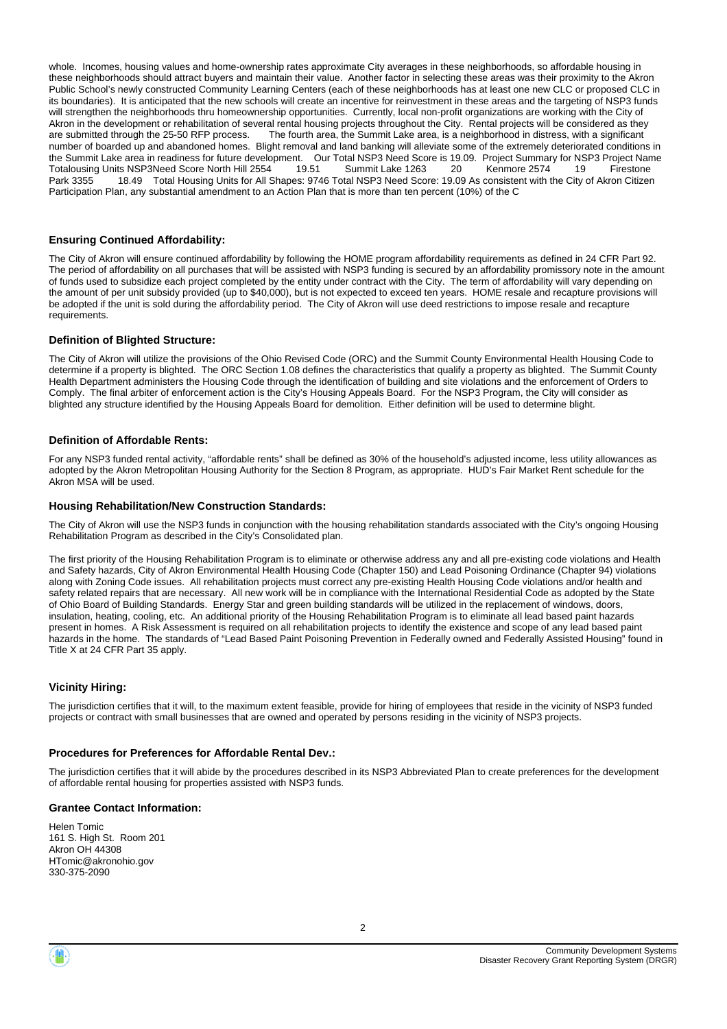whole. Incomes, housing values and home-ownership rates approximate City averages in these neighborhoods, so affordable housing in these neighborhoods should attract buyers and maintain their value. Another factor in selecting these areas was their proximity to the Akron Public School's newly constructed Community Learning Centers (each of these neighborhoods has at least one new CLC or proposed CLC in its boundaries). It is anticipated that the new schools will create an incentive for reinvestment in these areas and the targeting of NSP3 funds will strengthen the neighborhoods thru homeownership opportunities. Currently, local non-profit organizations are working with the City of Akron in the development or rehabilitation of several rental housing projects throughout the City. Rental projects will be considered as they are submitted through the 25-50 RFP process. The fourth area, the Summit Lake area, is a neighborhood in distress, with a significant number of boarded up and abandoned homes. Blight removal and land banking will alleviate some of the extremely deteriorated conditions in the Summit Lake area in readiness for future development. Our Total NSP3 Need Score is 19.09. Project Summary for NSP3 Project Name Totalousing Units NSP3Need Score North Hill 2554 19.51 Summit Lake 1263 20 Kenmore 2574 19 Firestone Park 3355 18.49 Total Housing Units for All Shapes: 9746 Total NSP3 Need Score: 19.09 As consistent with the City of Akron Citizen Participation Plan, any substantial amendment to an Action Plan that is more than ten percent (10%) of the C

## Ensuring Continued Affordability:

The City of Akron will ensure continued affordability by following the HOME program affordability requirements as defined in 24 CFR Part 92. The period of affordability on all purchases that will be assisted with NSP3 funding is secured by an affordability promissory note in the amount of funds used to subsidize each project completed by the entity under contract with the City. The term of affordability will vary depending on the amount of per unit subsidy provided (up to $40,000), but is not expected to exceed ten years. HOME resale and recapture provisions will be adopted if the unit is sold during the affordability period. The City of Akron will use deed restrictions to impose resale and recapture requirements.

## Definition of Blighted Structure:

The City of Akron will utilize the provisions of the Ohio Revised Code (ORC) and the Summit County Environmental Health Housing Code to determine if a property is blighted. The ORC Section 1.08 defines the characteristics that qualify a property as blighted. The Summit County Health Department administers the Housing Code through the identification of building and site violations and the enforcement of Orders to Comply. The final arbiter of enforcement action is the City's Housing Appeals Board. For the NSP3 Program, the City will consider as blighted any structure identified by the Housing Appeals Board for demolition. Either definition will be used to determine blight.

## Definition of Affordable Rents:

For any NSP3 funded rental activity, "affordable rents" shall be defined as 30% of the household's adjusted income, less utility allowances as adopted by the Akron Metropolitan Housing Authority for the Section 8 Program, as appropriate. HUD's Fair Market Rent schedule for the Akron MSA will be used.

## Housing Rehabilitation/New Construction Standards:

The City of Akron will use the NSP3 funds in conjunction with the housing rehabilitation standards associated with the City's ongoing Housing Rehabilitation Program as described in the City's Consolidated plan.

The first priority of the Housing Rehabilitation Program is to eliminate or otherwise address any and all pre-existing code violations and Health and Safety hazards, City of Akron Environmental Health Housing Code (Chapter 150) and Lead Poisoning Ordinance (Chapter 94) violations along with Zoning Code issues. All rehabilitation projects must correct any pre-existing Health Housing Code violations and/or health and safety related repairs that are necessary. All new work will be in compliance with the International Residential Code as adopted by the State of Ohio Board of Building Standards. Energy Star and green building standards will be utilized in the replacement of windows, doors, insulation, heating, cooling, etc. An additional priority of the Housing Rehabilitation Program is to eliminate all lead based paint hazards present in homes. A Risk Assessment is required on all rehabilitation projects to identify the existence and scope of any lead based paint hazards in the home. The standards of "Lead Based Paint Poisoning Prevention in Federally owned and Federally Assisted Housing" found in Title X at 24 CFR Part 35 apply.

## Vicinity Hiring:

The jurisdiction certifies that it will, to the maximum extent feasible, provide for hiring of employees that reside in the vicinity of NSP3 funded projects or contract with small businesses that are owned and operated by persons residing in the vicinity of NSP3 projects.

## Procedures for Preferences for Affordable Rental Dev.:

The jurisdiction certifies that it will abide by the procedures described in its NSP3 Abbreviated Plan to create preferences for the development of affordable rental housing for properties assisted with NSP3 funds.

## Grantee Contact Information:

Helen Tomic
161 S. High St. Room 201
Akron OH 44308
HTomic@akronohio.gov
330-375-2090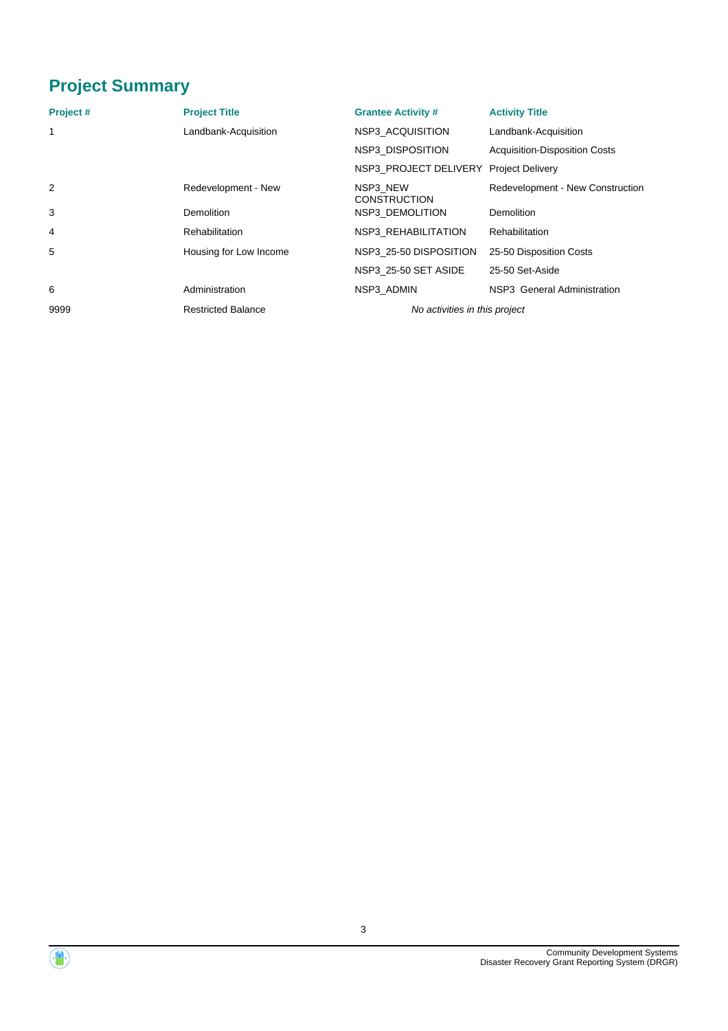## Project Summary

| Project # | Project Title | Grantee Activity # | Activity Title |
|---|---|---|---|
| 1 | Landbank-Acquisition | NSP3_ACQUISITION | Landbank-Acquisition |
| | | NSP3_DISPOSITION | Acquisition-Disposition Costs |
| | | NSP3_PROJECT DELIVERY | Project Delivery |
| 2 | Redevelopment - New | NSP3_NEW CONSTRUCTION | Redevelopment - New Construction |
| 3 | Demolition | NSP3_DEMOLITION | Demolition |
| 4 | Rehabilitation | NSP3_REHABILITATION | Rehabilitation |
| 5 | Housing for Low Income | NSP3_25-50 DISPOSITION | 25-50 Disposition Costs |
| | | NSP3_25-50 SET ASIDE | 25-50 Set-Aside |
| 6 | Administration | NSP3_ADMIN | NSP3 General Administration |
| 9999 | Restricted Balance | *No activities in this project* | |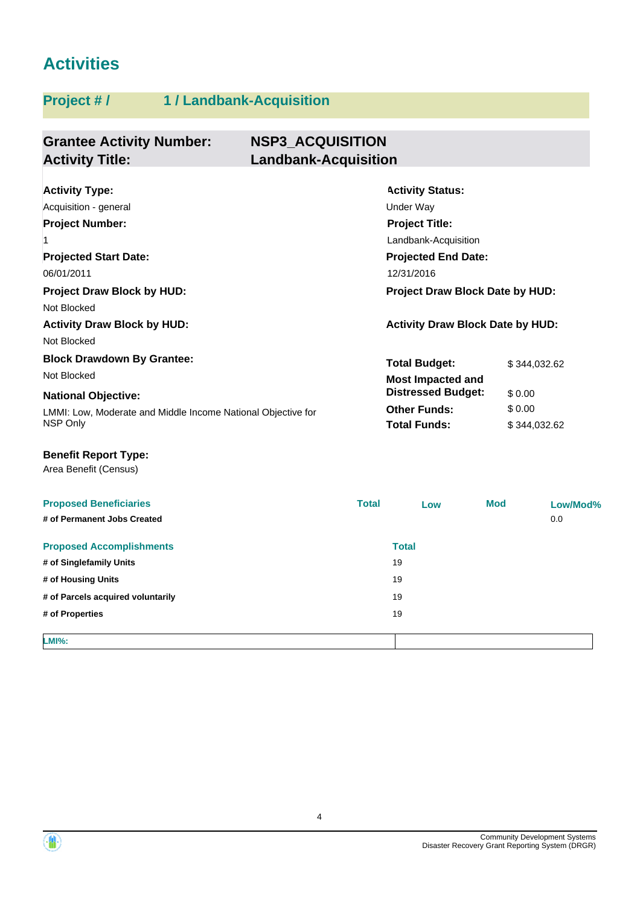# Activities

## Project # / 1 / Landbank-Acquisition

### Grantee Activity Number: NSP3_ACQUISITION
### Activity Title: Landbank-Acquisition

**Activity Type:**
Acquisition - general

**Activity Status:**
Under Way

**Project Number:**
1

**Project Title:**
Landbank-Acquisition

**Projected Start Date:**
06/01/2011

**Projected End Date:**
12/31/2016

**Project Draw Block by HUD:**
Not Blocked

**Project Draw Block Date by HUD:**

**Activity Draw Block by HUD:**
Not Blocked

**Activity Draw Block Date by HUD:**

**Block Drawdown By Grantee:**
Not Blocked

**National Objective:**
LMMI: Low, Moderate and Middle Income National Objective for NSP Only

| | |
|---|---|
| **Total Budget:** | $ 344,032.62 |
| **Most Impacted and Distressed Budget:** | $ 0.00 |
| **Other Funds:** | $ 0.00 |
| **Total Funds:** | $ 344,032.62 |

**Benefit Report Type:**
Area Benefit (Census)

| Proposed Beneficiaries | Total | Low | Mod | Low/Mod% |
|---|---|---|---|---|
| # of Permanent Jobs Created | | | | 0.0 |

| Proposed Accomplishments | Total |
|---|---|
| # of Singlefamily Units | 19 |
| # of Housing Units | 19 |
| # of Parcels acquired voluntarily | 19 |
| # of Properties | 19 |

| LMI%: | |
|---|---|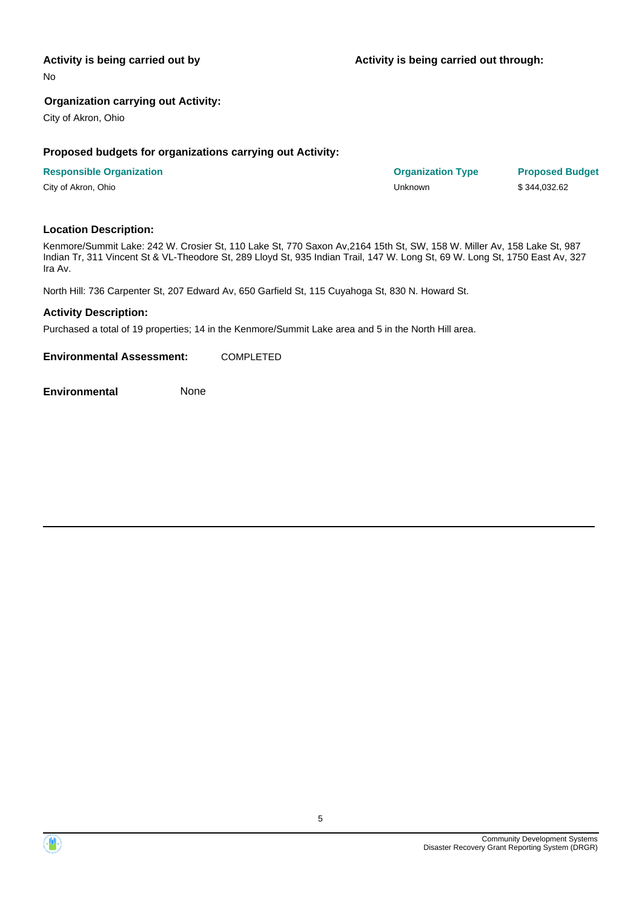**Activity is being carried out by**

No

**Activity is being carried out through:**

**Organization carrying out Activity:**

City of Akron, Ohio

**Proposed budgets for organizations carrying out Activity:**

| Responsible Organization | Organization Type | Proposed Budget |
| --- | --- | --- |
| City of Akron, Ohio | Unknown | $ 344,032.62 |

**Location Description:**

Kenmore/Summit Lake: 242 W. Crosier St, 110 Lake St, 770 Saxon Av,2164 15th St, SW, 158 W. Miller Av, 158 Lake St, 987 Indian Tr, 311 Vincent St & VL-Theodore St, 289 Lloyd St, 935 Indian Trail, 147 W. Long St, 69 W. Long St, 1750 East Av, 327 Ira Av.

North Hill: 736 Carpenter St, 207 Edward Av, 650 Garfield St, 115 Cuyahoga St, 830 N. Howard St.

**Activity Description:**

Purchased a total of 19 properties; 14 in the Kenmore/Summit Lake area and 5 in the North Hill area.

**Environmental Assessment:** COMPLETED

**Environmental** None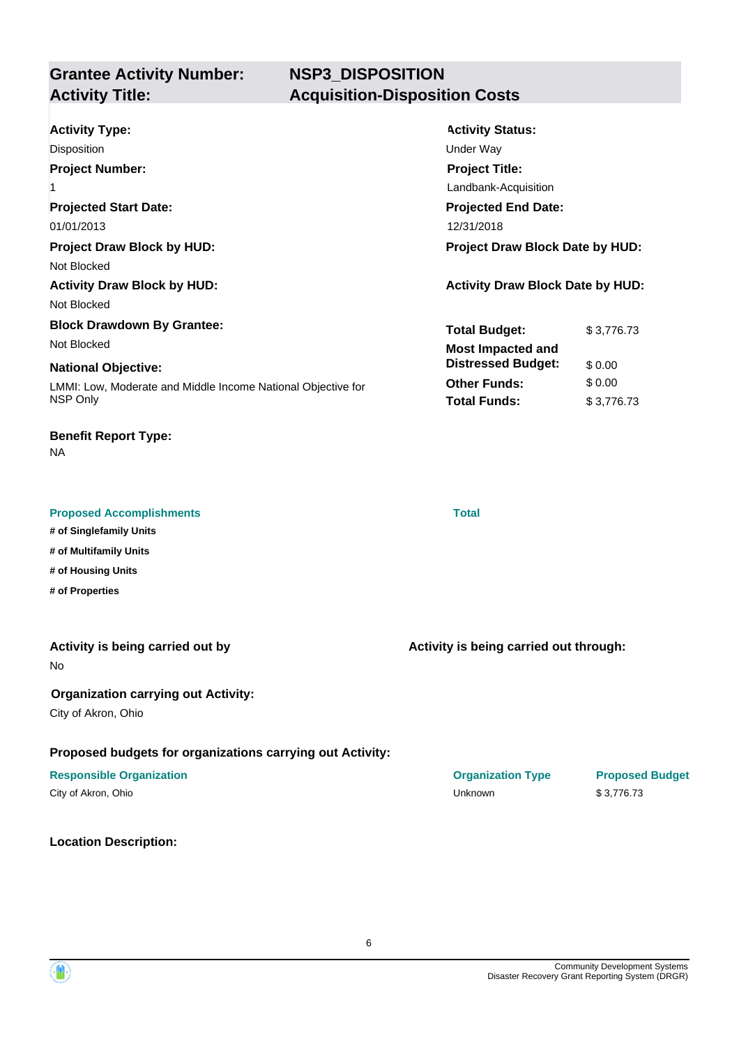| | |
|---|---|
| **Grantee Activity Number:** | **NSP3_DISPOSITION** |
| **Activity Title:** | **Acquisition-Disposition Costs** |

**Activity Type:**
Disposition

**Activity Status:**
Under Way

**Project Number:**
1

**Project Title:**
Landbank-Acquisition

**Projected Start Date:**
01/01/2013

**Projected End Date:**
12/31/2018

**Project Draw Block by HUD:**
Not Blocked

**Project Draw Block Date by HUD:**

**Activity Draw Block by HUD:**
Not Blocked

**Activity Draw Block Date by HUD:**

**Block Drawdown By Grantee:**
Not Blocked

**National Objective:**
LMMI: Low, Moderate and Middle Income National Objective for NSP Only

| | |
|---|---|
| **Total Budget:** | $ 3,776.73 |
| **Most Impacted and Distressed Budget:** | $ 0.00 |
| **Other Funds:** | $ 0.00 |
| **Total Funds:** | $ 3,776.73 |

**Benefit Report Type:**
NA

| Proposed Accomplishments | Total |
|---|---|
| # of Singlefamily Units | |
| # of Multifamily Units | |
| # of Housing Units | |
| # of Properties | |

**Activity is being carried out by**
No

**Activity is being carried out through:**

**Organization carrying out Activity:**
City of Akron, Ohio

**Proposed budgets for organizations carrying out Activity:**

| Responsible Organization | Organization Type | Proposed Budget |
|---|---|---|
| City of Akron, Ohio | Unknown | $ 3,776.73 |

**Location Description:**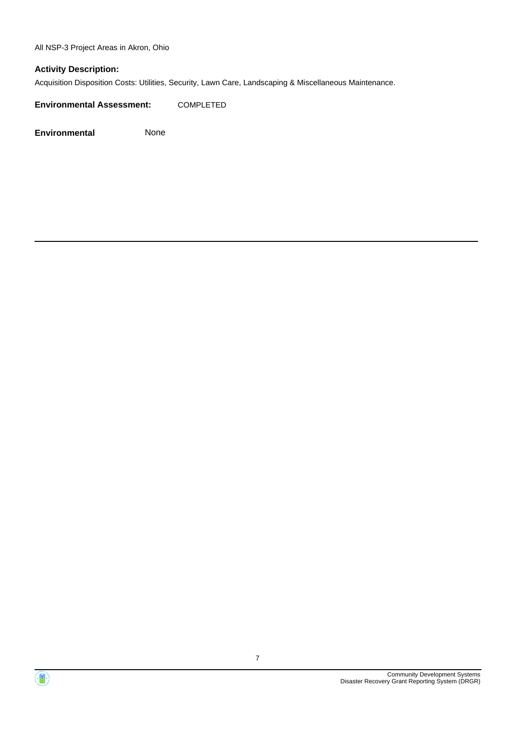All NSP-3 Project Areas in Akron, Ohio

**Activity Description:**

Acquisition Disposition Costs: Utilities, Security, Lawn Care, Landscaping & Miscellaneous Maintenance.

**Environmental Assessment:** COMPLETED

**Environmental** None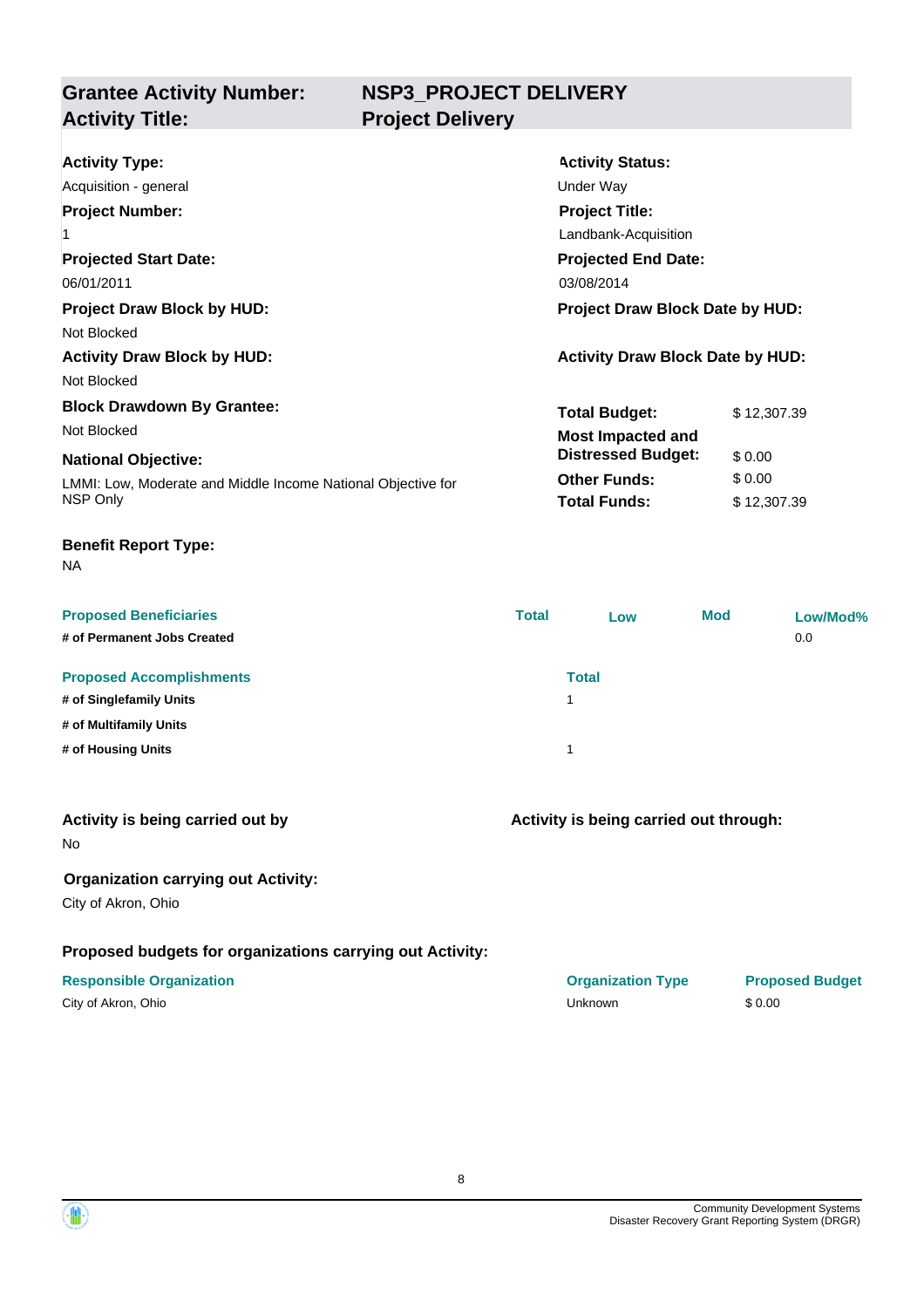## Grantee Activity Number: NSP3_PROJECT DELIVERY
## Activity Title: Project Delivery

**Activity Type:**
Acquisition - general

**Activity Status:**
Under Way

**Project Number:**
1

**Project Title:**
Landbank-Acquisition

**Projected Start Date:**
06/01/2011

**Projected End Date:**
03/08/2014

**Project Draw Block by HUD:**
Not Blocked

**Project Draw Block Date by HUD:**

**Activity Draw Block by HUD:**
Not Blocked

**Activity Draw Block Date by HUD:**

**Block Drawdown By Grantee:**
Not Blocked

**National Objective:**
LMMI: Low, Moderate and Middle Income National Objective for NSP Only

| | |
|---|---|
| **Total Budget:** | $ 12,307.39 |
| **Most Impacted and Distressed Budget:** | $ 0.00 |
| **Other Funds:** | $ 0.00 |
| **Total Funds:** | $ 12,307.39 |

**Benefit Report Type:**
NA

| Proposed Beneficiaries | Total | Low | Mod | Low/Mod% |
|---|---|---|---|---|
| # of Permanent Jobs Created | | | | 0.0 |

| Proposed Accomplishments | Total |
|---|---|
| # of Singlefamily Units | 1 |
| # of Multifamily Units | |
| # of Housing Units | 1 |

**Activity is being carried out by**
No

**Activity is being carried out through:**

**Organization carrying out Activity:**
City of Akron, Ohio

**Proposed budgets for organizations carrying out Activity:**

| Responsible Organization | Organization Type | Proposed Budget |
|---|---|---|
| City of Akron, Ohio | Unknown | $ 0.00 |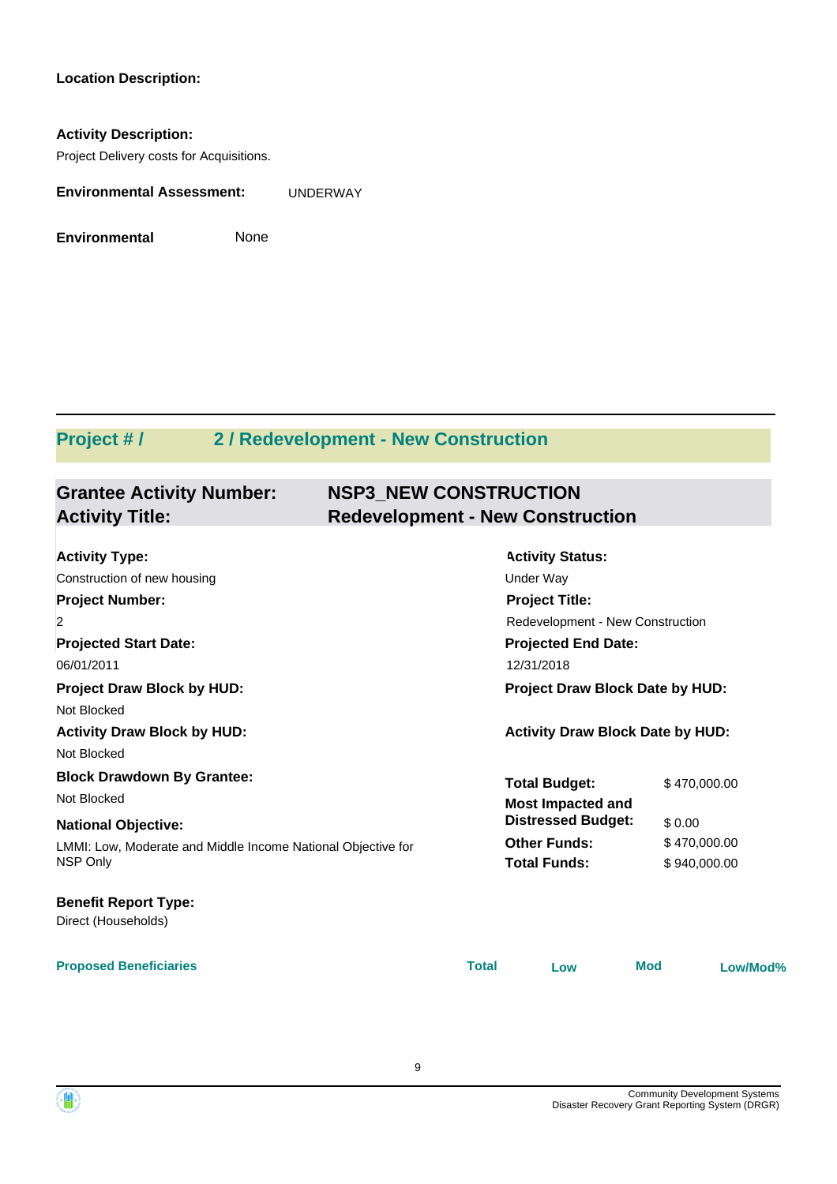**Location Description:**

**Activity Description:**

Project Delivery costs for Acquisitions.

**Environmental Assessment:** UNDERWAY

**Environmental** None

## Project # / 2 / Redevelopment - New Construction

### Grantee Activity Number: NSP3_NEW CONSTRUCTION
### Activity Title: Redevelopment - New Construction

**Activity Type:**
Construction of new housing

**Activity Status:**
Under Way

**Project Number:**
2

**Project Title:**
Redevelopment - New Construction

**Projected Start Date:**
06/01/2011

**Projected End Date:**
12/31/2018

**Project Draw Block by HUD:**
Not Blocked

**Project Draw Block Date by HUD:**

**Activity Draw Block by HUD:**
Not Blocked

**Activity Draw Block Date by HUD:**

**Block Drawdown By Grantee:**
Not Blocked

**National Objective:**
LMMI: Low, Moderate and Middle Income National Objective for NSP Only

| | |
|---|---|
| **Total Budget:** | $ 470,000.00 |
| **Most Impacted and Distressed Budget:** | $ 0.00 |
| **Other Funds:** | $ 470,000.00 |
| **Total Funds:** | $ 940,000.00 |

**Benefit Report Type:**
Direct (Households)

| Proposed Beneficiaries | Total | Low | Mod | Low/Mod% |
|---|---|---|---|---|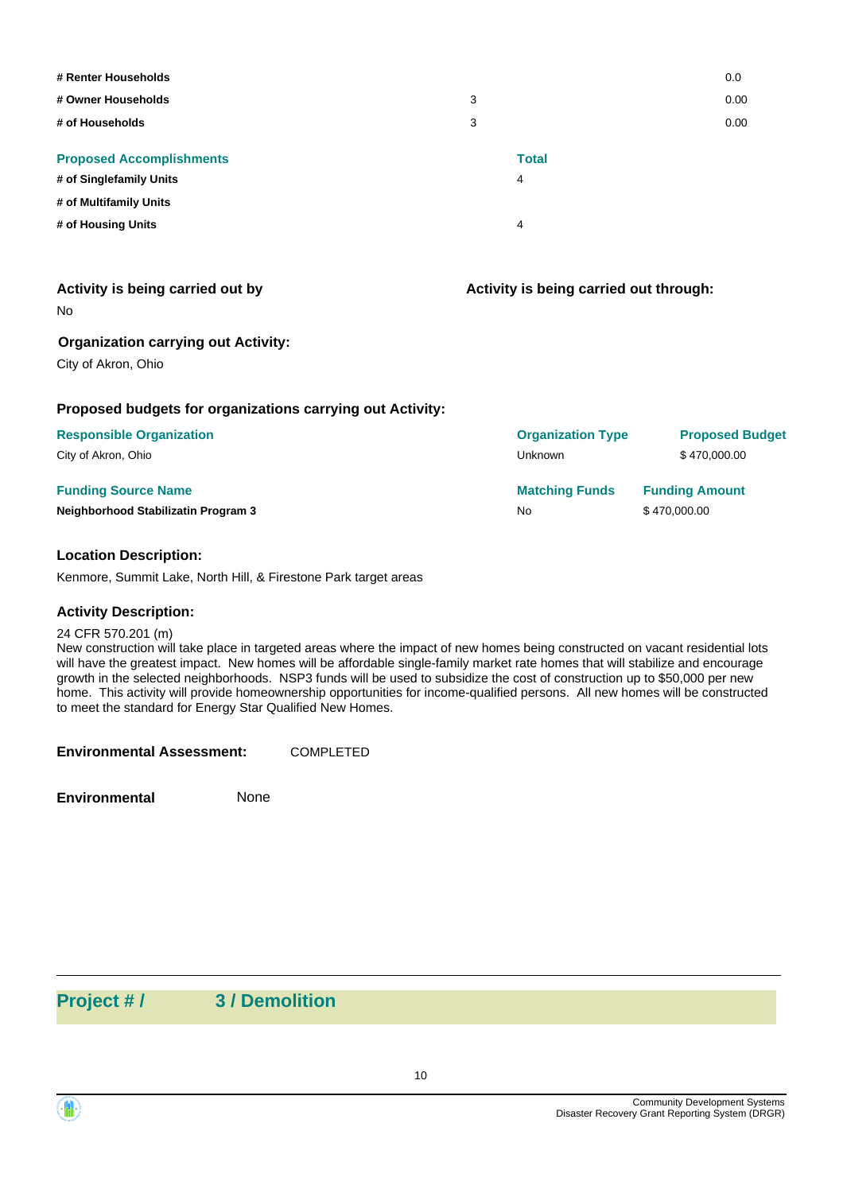| | | | |
|---|---|---|---|
| **# Renter Households** | | | 0.0 |
| **# Owner Households** | 3 | | 0.00 |
| **# of Households** | 3 | | 0.00 |

| Proposed Accomplishments | Total |
|---|---|
| **# of Singlefamily Units** | 4 |
| **# of Multifamily Units** | |
| **# of Housing Units** | 4 |

**Activity is being carried out by**

No

**Activity is being carried out through:**

**Organization carrying out Activity:**

City of Akron, Ohio

**Proposed budgets for organizations carrying out Activity:**

| Responsible Organization | Organization Type | Proposed Budget |
|---|---|---|
| City of Akron, Ohio | Unknown | $ 470,000.00 |

| Funding Source Name | Matching Funds | Funding Amount |
|---|---|---|
| **Neighborhood Stabilizatin Program 3** | No | $ 470,000.00 |

**Location Description:**

Kenmore, Summit Lake, North Hill, & Firestone Park target areas

**Activity Description:**

24 CFR 570.201 (m)
New construction will take place in targeted areas where the impact of new homes being constructed on vacant residential lots will have the greatest impact. New homes will be affordable single-family market rate homes that will stabilize and encourage growth in the selected neighborhoods. NSP3 funds will be used to subsidize the cost of construction up to $50,000 per new home. This activity will provide homeownership opportunities for income-qualified persons. All new homes will be constructed to meet the standard for Energy Star Qualified New Homes.

**Environmental Assessment:** COMPLETED

**Environmental** None

## Project # / 3 / Demolition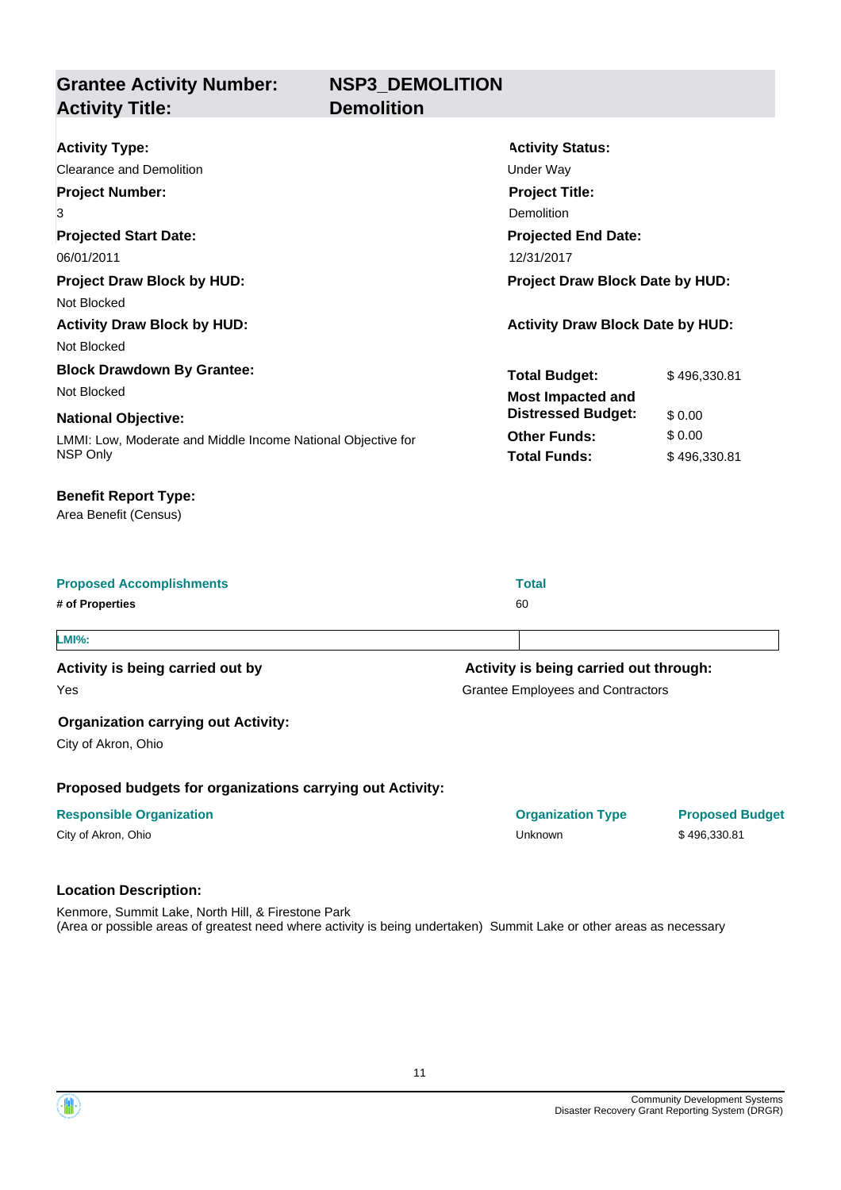| **Grantee Activity Number:** | **NSP3_DEMOLITION** |
|---|---|
| **Activity Title:** | **Demolition** |

**Activity Type:**
Clearance and Demolition

**Activity Status:**
Under Way

**Project Number:**
3

**Project Title:**
Demolition

**Projected Start Date:**
06/01/2011

**Projected End Date:**
12/31/2017

**Project Draw Block by HUD:**
Not Blocked

**Project Draw Block Date by HUD:**

**Activity Draw Block by HUD:**
Not Blocked

**Activity Draw Block Date by HUD:**

**Block Drawdown By Grantee:**
Not Blocked

**National Objective:**
LMMI: Low, Moderate and Middle Income National Objective for NSP Only

| | |
|---|---|
| **Total Budget:** | $ 496,330.81 |
| **Most Impacted and Distressed Budget:** | $ 0.00 |
| **Other Funds:** | $ 0.00 |
| **Total Funds:** | $ 496,330.81 |

**Benefit Report Type:**
Area Benefit (Census)

| Proposed Accomplishments | Total |
|---|---|
| **# of Properties** | 60 |

| LMI%: | |
|---|---|

**Activity is being carried out by**
Yes

**Activity is being carried out through:**
Grantee Employees and Contractors

**Organization carrying out Activity:**
City of Akron, Ohio

**Proposed budgets for organizations carrying out Activity:**

| Responsible Organization | Organization Type | Proposed Budget |
|---|---|---|
| City of Akron, Ohio | Unknown | $ 496,330.81 |

**Location Description:**

Kenmore, Summit Lake, North Hill, & Firestone Park
(Area or possible areas of greatest need where activity is being undertaken) Summit Lake or other areas as necessary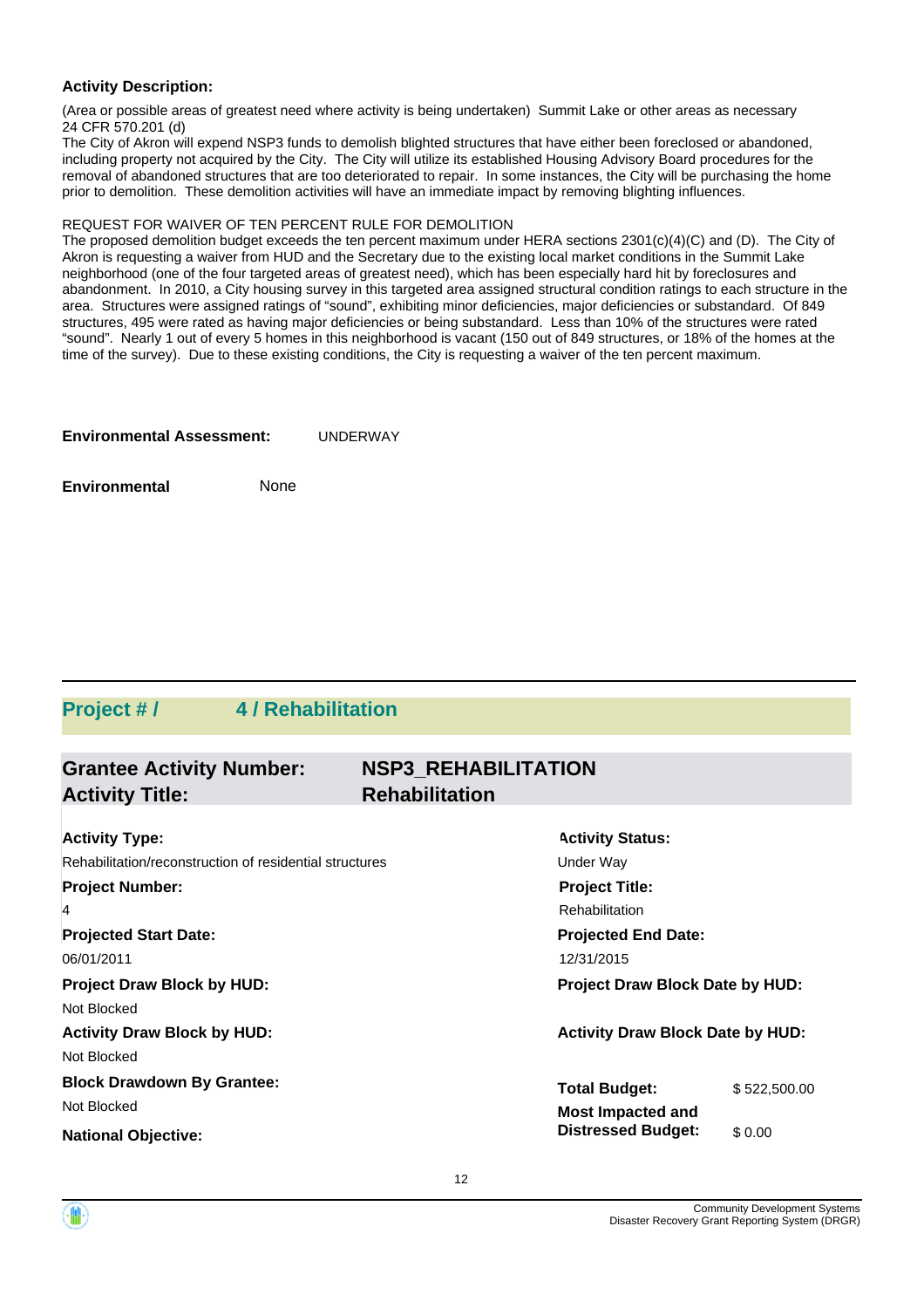**Activity Description:**

(Area or possible areas of greatest need where activity is being undertaken) Summit Lake or other areas as necessary
24 CFR 570.201 (d)
The City of Akron will expend NSP3 funds to demolish blighted structures that have either been foreclosed or abandoned, including property not acquired by the City. The City will utilize its established Housing Advisory Board procedures for the removal of abandoned structures that are too deteriorated to repair. In some instances, the City will be purchasing the home prior to demolition. These demolition activities will have an immediate impact by removing blighting influences.

REQUEST FOR WAIVER OF TEN PERCENT RULE FOR DEMOLITION
The proposed demolition budget exceeds the ten percent maximum under HERA sections 2301(c)(4)(C) and (D). The City of Akron is requesting a waiver from HUD and the Secretary due to the existing local market conditions in the Summit Lake neighborhood (one of the four targeted areas of greatest need), which has been especially hard hit by foreclosures and abandonment. In 2010, a City housing survey in this targeted area assigned structural condition ratings to each structure in the area. Structures were assigned ratings of "sound", exhibiting minor deficiencies, major deficiencies or substandard. Of 849 structures, 495 were rated as having major deficiencies or being substandard. Less than 10% of the structures were rated "sound". Nearly 1 out of every 5 homes in this neighborhood is vacant (150 out of 849 structures, or 18% of the homes at the time of the survey). Due to these existing conditions, the City is requesting a waiver of the ten percent maximum.

**Environmental Assessment:** UNDERWAY

**Environmental** None

## Project # / 4 / Rehabilitation

**Grantee Activity Number:** NSP3_REHABILITATION
**Activity Title:** Rehabilitation

**Activity Type:**
Rehabilitation/reconstruction of residential structures

**Activity Status:**
Under Way

**Project Number:**
4

**Project Title:**
Rehabilitation

**Projected Start Date:**
06/01/2011

**Projected End Date:**
12/31/2015

**Project Draw Block by HUD:**
Not Blocked

**Project Draw Block Date by HUD:**

**Activity Draw Block by HUD:**
Not Blocked

**Activity Draw Block Date by HUD:**

**Block Drawdown By Grantee:**
Not Blocked

**Total Budget:** $ 522,500.00

**Most Impacted and Distressed Budget:** $ 0.00

**National Objective:**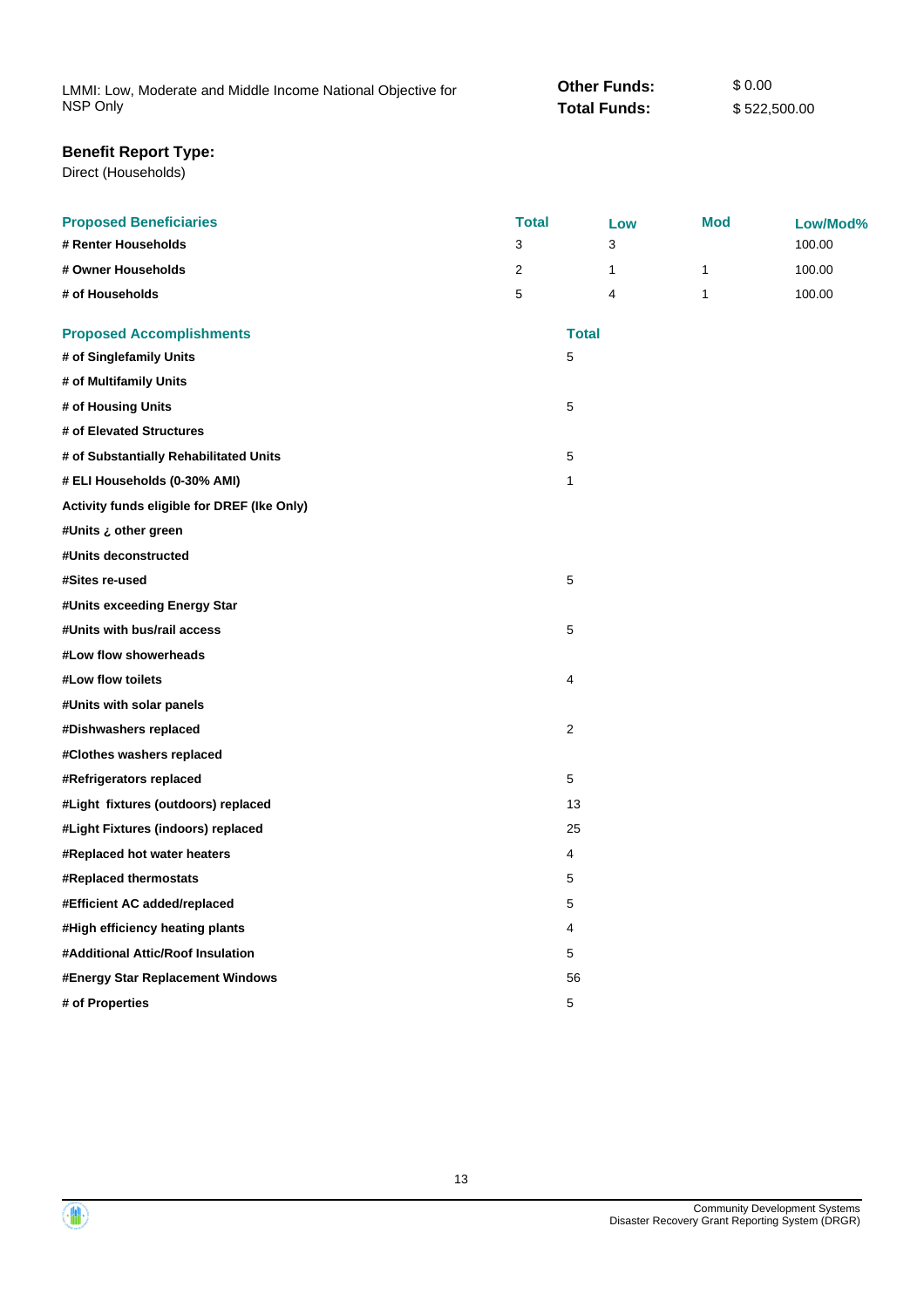LMMI: Low, Moderate and Middle Income National Objective for NSP Only

**Other Funds:** $ 0.00
**Total Funds:** $ 522,500.00

**Benefit Report Type:**
Direct (Households)

| Proposed Beneficiaries | Total | Low | Mod | Low/Mod% |
|---|---|---|---|---|
| # Renter Households | 3 | 3 | | 100.00 |
| # Owner Households | 2 | 1 | 1 | 100.00 |
| # of Households | 5 | 4 | 1 | 100.00 |

| Proposed Accomplishments | Total |
|---|---|
| # of Singlefamily Units | 5 |
| # of Multifamily Units | |
| # of Housing Units | 5 |
| # of Elevated Structures | |
| # of Substantially Rehabilitated Units | 5 |
| # ELI Households (0-30% AMI) | 1 |
| Activity funds eligible for DREF (Ike Only) | |
| #Units ¿ other green | |
| #Units deconstructed | |
| #Sites re-used | 5 |
| #Units exceeding Energy Star | |
| #Units with bus/rail access | 5 |
| #Low flow showerheads | |
| #Low flow toilets | 4 |
| #Units with solar panels | |
| #Dishwashers replaced | 2 |
| #Clothes washers replaced | |
| #Refrigerators replaced | 5 |
| #Light fixtures (outdoors) replaced | 13 |
| #Light Fixtures (indoors) replaced | 25 |
| #Replaced hot water heaters | 4 |
| #Replaced thermostats | 5 |
| #Efficient AC added/replaced | 5 |
| #High efficiency heating plants | 4 |
| #Additional Attic/Roof Insulation | 5 |
| #Energy Star Replacement Windows | 56 |
| # of Properties | 5 |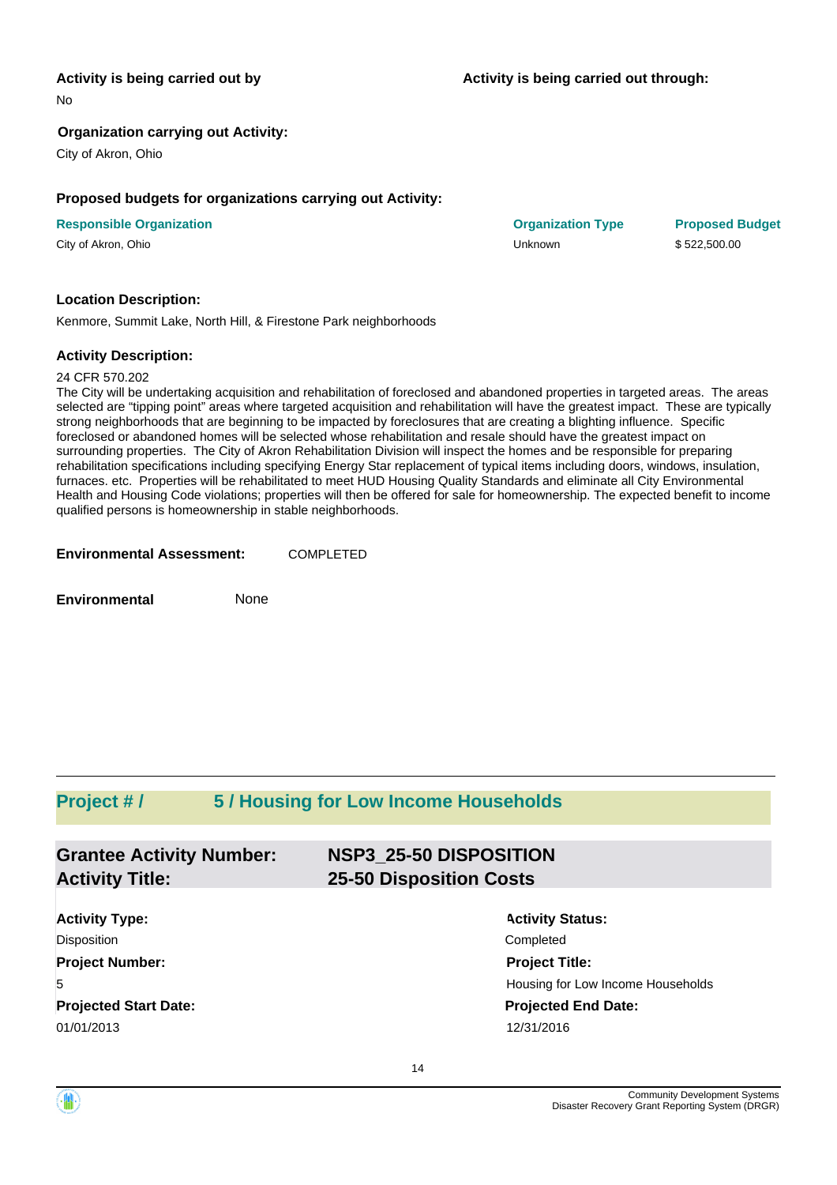**Activity is being carried out by**

No

**Activity is being carried out through:**

**Organization carrying out Activity:**

City of Akron, Ohio

**Proposed budgets for organizations carrying out Activity:**

| Responsible Organization | Organization Type | Proposed Budget |
| --- | --- | --- |
| City of Akron, Ohio | Unknown | $ 522,500.00 |

**Location Description:**

Kenmore, Summit Lake, North Hill, & Firestone Park neighborhoods

**Activity Description:**

24 CFR 570.202
The City will be undertaking acquisition and rehabilitation of foreclosed and abandoned properties in targeted areas. The areas selected are "tipping point" areas where targeted acquisition and rehabilitation will have the greatest impact. These are typically strong neighborhoods that are beginning to be impacted by foreclosures that are creating a blighting influence. Specific foreclosed or abandoned homes will be selected whose rehabilitation and resale should have the greatest impact on surrounding properties. The City of Akron Rehabilitation Division will inspect the homes and be responsible for preparing rehabilitation specifications including specifying Energy Star replacement of typical items including doors, windows, insulation, furnaces. etc. Properties will be rehabilitated to meet HUD Housing Quality Standards and eliminate all City Environmental Health and Housing Code violations; properties will then be offered for sale for homeownership. The expected benefit to income qualified persons is homeownership in stable neighborhoods.

**Environmental Assessment:** COMPLETED

**Environmental** None

---

## Project # / 5 / Housing for Low Income Households

### Grantee Activity Number: NSP3_25-50 DISPOSITION
### Activity Title: 25-50 Disposition Costs

**Activity Type:**

Disposition

**Activity Status:**

Completed

**Project Number:**

5

**Project Title:**

Housing for Low Income Households

**Projected Start Date:**

01/01/2013

**Projected End Date:**

12/31/2016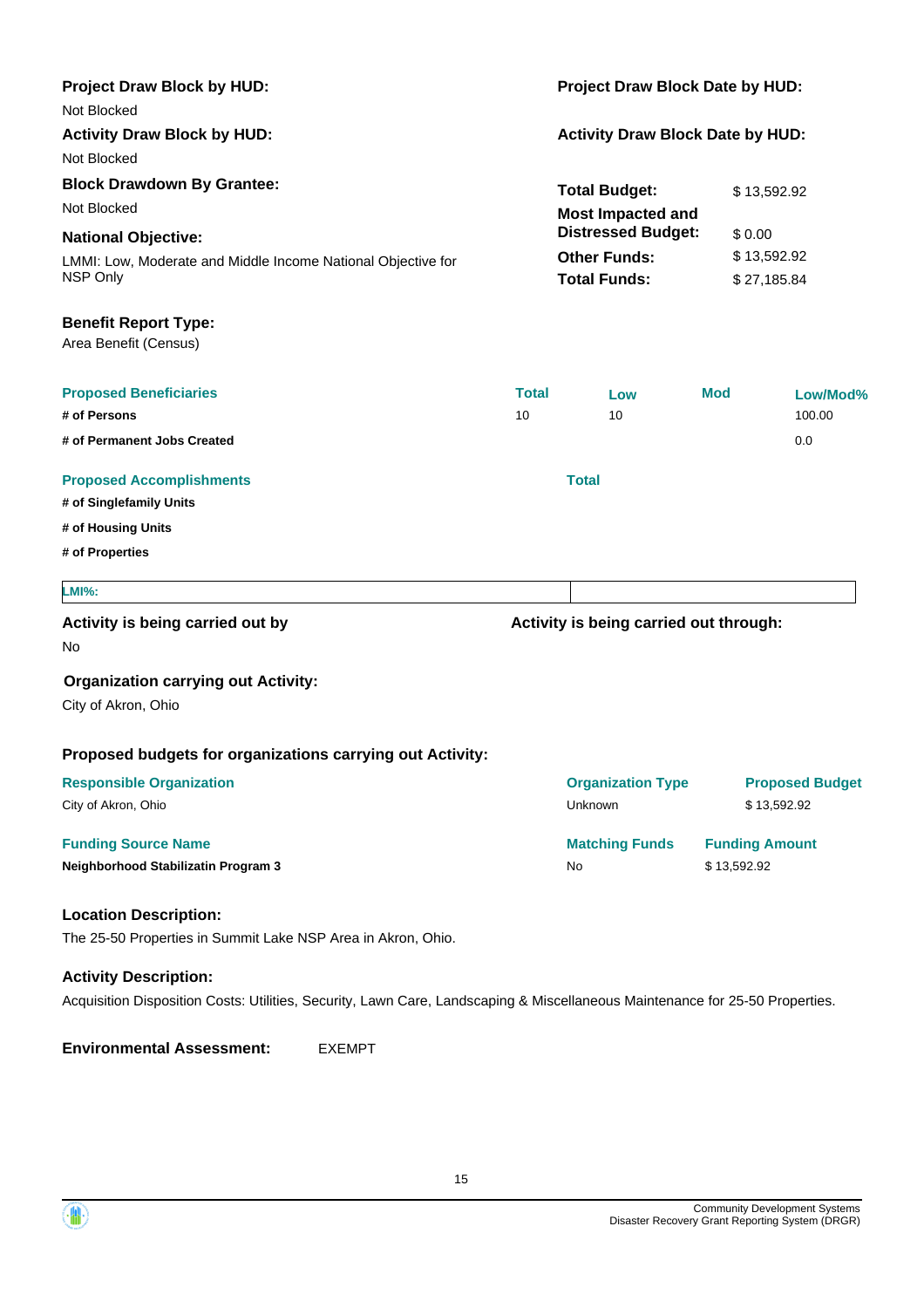**Project Draw Block by HUD:**

Not Blocked

**Project Draw Block Date by HUD:**

**Activity Draw Block by HUD:**

Not Blocked

**Activity Draw Block Date by HUD:**

**Block Drawdown By Grantee:**

Not Blocked

**National Objective:**

LMMI: Low, Moderate and Middle Income National Objective for NSP Only

| | |
|---|---|
| **Total Budget:** | $ 13,592.92 |
| **Most Impacted and Distressed Budget:** | $ 0.00 |
| **Other Funds:** | $ 13,592.92 |
| **Total Funds:** | $ 27,185.84 |

**Benefit Report Type:**

Area Benefit (Census)

| Proposed Beneficiaries | Total | Low | Mod | Low/Mod% |
|---|---|---|---|---|
| # of Persons | 10 | 10 | | 100.00 |
| # of Permanent Jobs Created | | | | 0.0 |

| Proposed Accomplishments | Total |
|---|---|
| # of Singlefamily Units | |
| # of Housing Units | |
| # of Properties | |

| LMI%: | |
|---|---|

**Activity is being carried out by**

No

**Activity is being carried out through:**

**Organization carrying out Activity:**

City of Akron, Ohio

**Proposed budgets for organizations carrying out Activity:**

| Responsible Organization | Organization Type | Proposed Budget |
|---|---|---|
| City of Akron, Ohio | Unknown | $ 13,592.92 |

| Funding Source Name | Matching Funds | Funding Amount |
|---|---|---|
| **Neighborhood Stabilizatin Program 3** | No | $ 13,592.92 |

**Location Description:**

The 25-50 Properties in Summit Lake NSP Area in Akron, Ohio.

**Activity Description:**

Acquisition Disposition Costs: Utilities, Security, Lawn Care, Landscaping & Miscellaneous Maintenance for 25-50 Properties.

**Environmental Assessment:** EXEMPT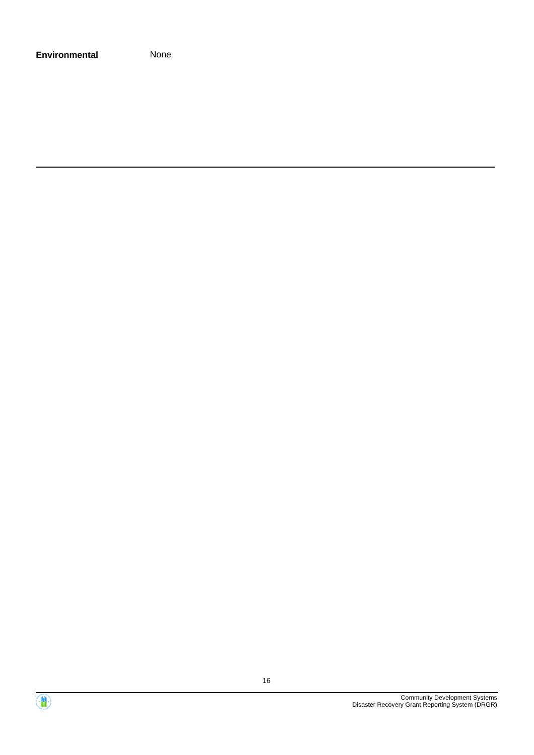**Environmental** None

---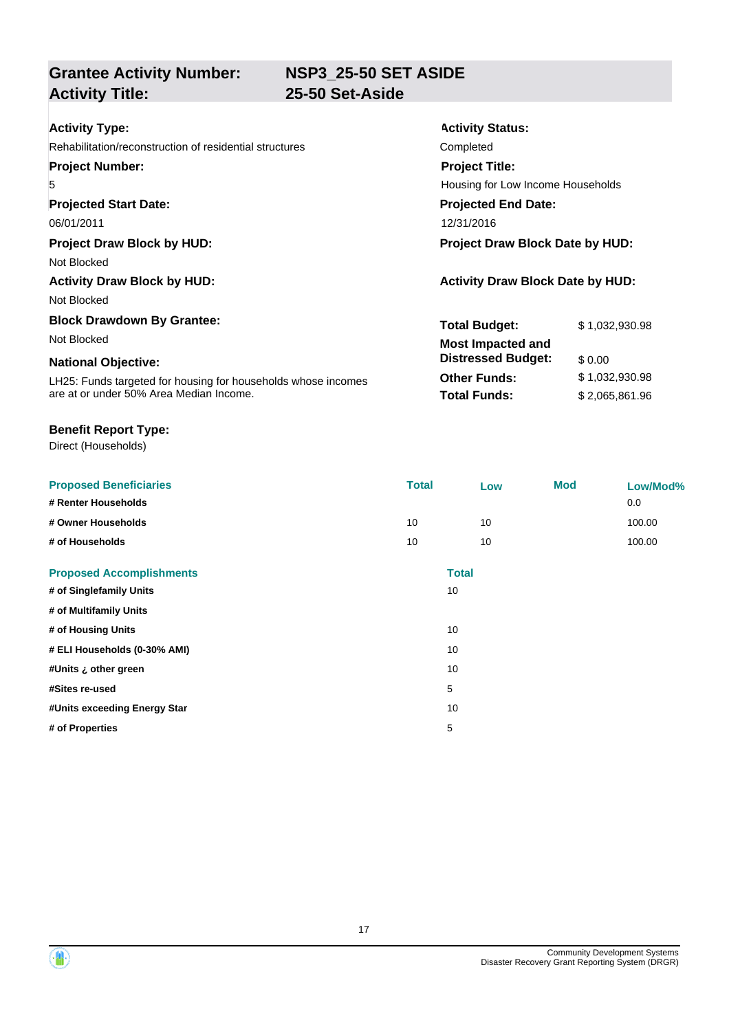## Grantee Activity Number: NSP3_25-50 SET ASIDE
## Activity Title: 25-50 Set-Aside

**Activity Type:**
Rehabilitation/reconstruction of residential structures

**Activity Status:**
Completed

**Project Number:**
5

**Project Title:**
Housing for Low Income Households

**Projected Start Date:**
06/01/2011

**Projected End Date:**
12/31/2016

**Project Draw Block by HUD:**
Not Blocked

**Project Draw Block Date by HUD:**

**Activity Draw Block by HUD:**
Not Blocked

**Activity Draw Block Date by HUD:**

**Block Drawdown By Grantee:**
Not Blocked

| | |
|---|---|
| **Total Budget:** | $ 1,032,930.98 |
| **Most Impacted and Distressed Budget:** | $ 0.00 |
| **Other Funds:** | $ 1,032,930.98 |
| **Total Funds:** | $ 2,065,861.96 |

**National Objective:**
LH25: Funds targeted for housing for households whose incomes are at or under 50% Area Median Income.

**Benefit Report Type:**
Direct (Households)

| Proposed Beneficiaries | Total | Low | Mod | Low/Mod% |
|---|---|---|---|---|
| # Renter Households | | | | 0.0 |
| # Owner Households | 10 | 10 | | 100.00 |
| # of Households | 10 | 10 | | 100.00 |

| Proposed Accomplishments | Total |
|---|---|
| # of Singlefamily Units | 10 |
| # of Multifamily Units | |
| # of Housing Units | 10 |
| # ELI Households (0-30% AMI) | 10 |
| #Units ¿ other green | 10 |
| #Sites re-used | 5 |
| #Units exceeding Energy Star | 10 |
| # of Properties | 5 |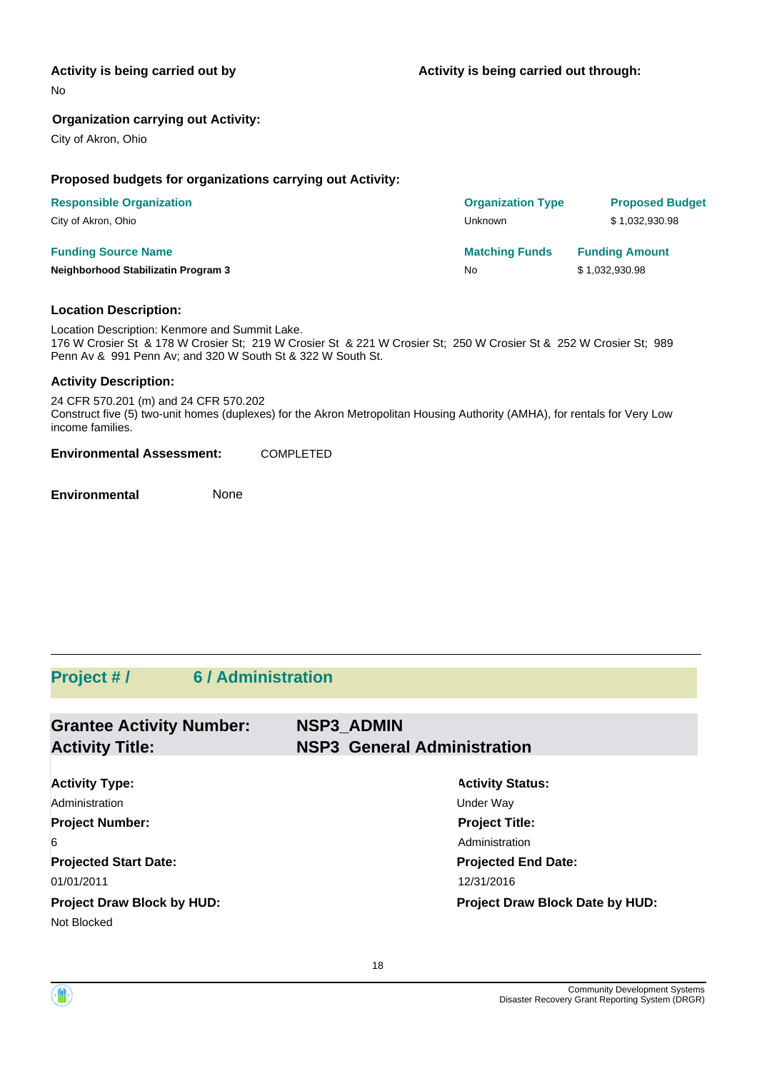**Activity is being carried out by**

No

**Activity is being carried out through:**

**Organization carrying out Activity:**

City of Akron, Ohio

**Proposed budgets for organizations carrying out Activity:**

| Responsible Organization | Organization Type | Proposed Budget |
|---|---|---|
| City of Akron, Ohio | Unknown | $ 1,032,930.98 |

| Funding Source Name | Matching Funds | Funding Amount |
|---|---|---|
| **Neighborhood Stabilizatin Program 3** | No | $ 1,032,930.98 |

**Location Description:**

Location Description: Kenmore and Summit Lake.
176 W Crosier St & 178 W Crosier St; 219 W Crosier St & 221 W Crosier St; 250 W Crosier St & 252 W Crosier St; 989 Penn Av & 991 Penn Av; and 320 W South St & 322 W South St.

**Activity Description:**

24 CFR 570.201 (m) and 24 CFR 570.202
Construct five (5) two-unit homes (duplexes) for the Akron Metropolitan Housing Authority (AMHA), for rentals for Very Low income families.

**Environmental Assessment:** COMPLETED

**Environmental** None

---

## Project # / 6 / Administration

## Grantee Activity Number: NSP3_ADMIN
## Activity Title: NSP3 General Administration

**Activity Type:**
Administration

**Activity Status:**
Under Way

**Project Number:**
6

**Project Title:**
Administration

**Projected Start Date:**
01/01/2011

**Projected End Date:**
12/31/2016

**Project Draw Block by HUD:**
Not Blocked

**Project Draw Block Date by HUD:**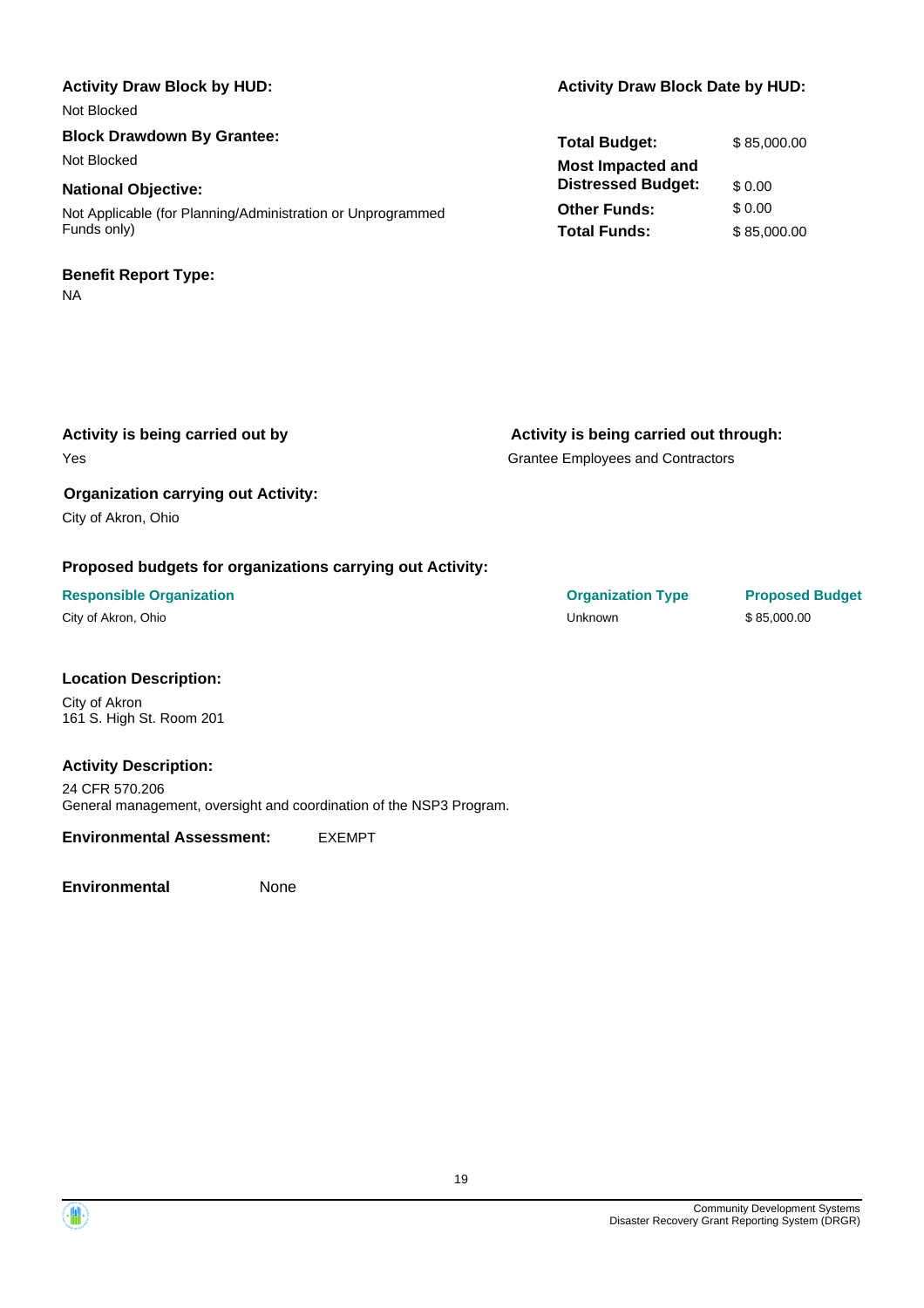**Activity Draw Block by HUD:**

Not Blocked

**Block Drawdown By Grantee:**

Not Blocked

**National Objective:**

Not Applicable (for Planning/Administration or Unprogrammed Funds only)

**Benefit Report Type:**

NA

**Activity Draw Block Date by HUD:**

| | |
|---|---|
| **Total Budget:** | $ 85,000.00 |
| **Most Impacted and Distressed Budget:** | $ 0.00 |
| **Other Funds:** | $ 0.00 |
| **Total Funds:** | $ 85,000.00 |

**Activity is being carried out by**

Yes

**Activity is being carried out through:**

Grantee Employees and Contractors

**Organization carrying out Activity:**

City of Akron, Ohio

**Proposed budgets for organizations carrying out Activity:**

| Responsible Organization | Organization Type | Proposed Budget |
|---|---|---|
| City of Akron, Ohio | Unknown | $ 85,000.00 |

**Location Description:**

City of Akron
161 S. High St. Room 201

**Activity Description:**

24 CFR 570.206
General management, oversight and coordination of the NSP3 Program.

**Environmental Assessment:** EXEMPT

**Environmental** None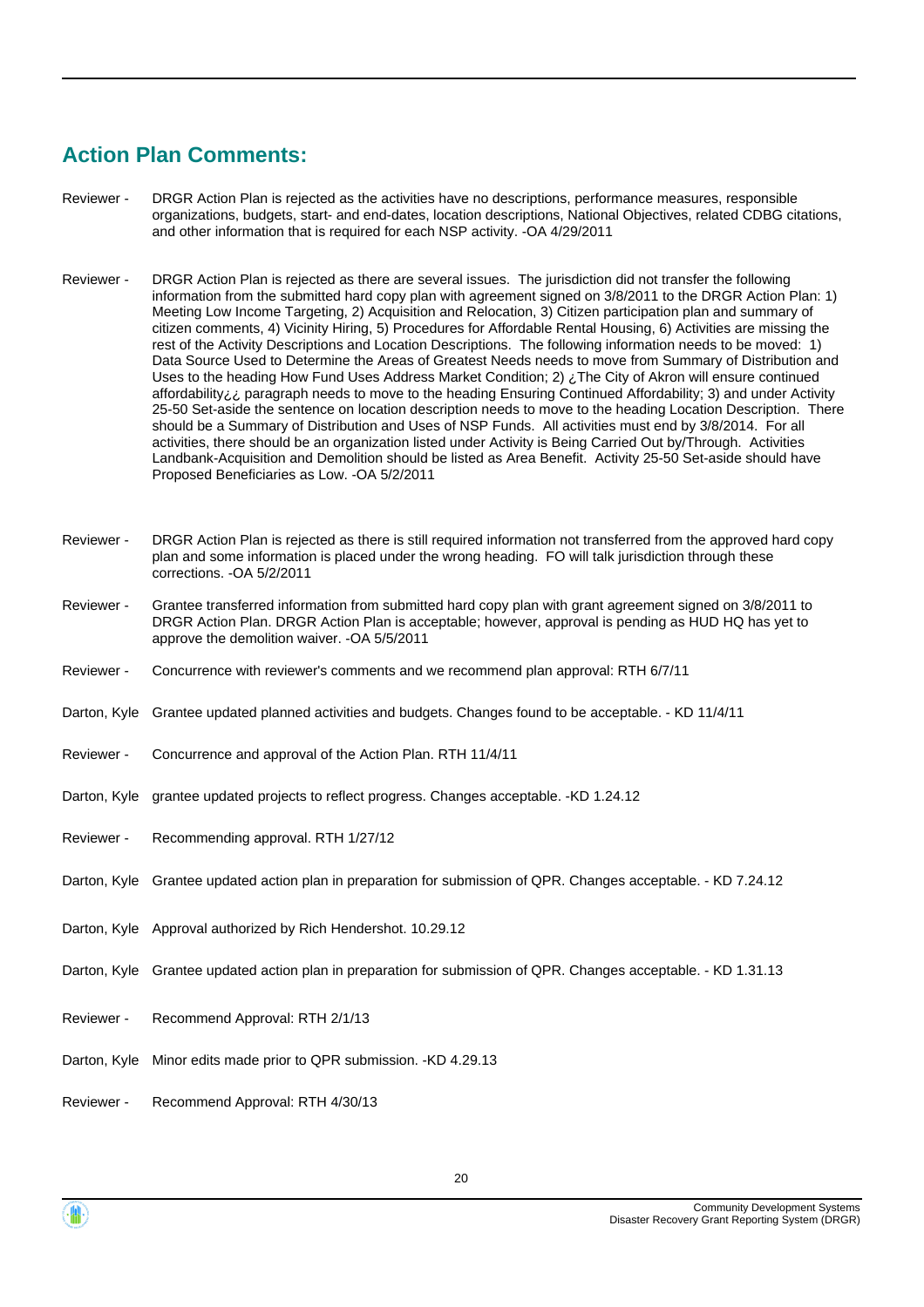## Action Plan Comments:

Reviewer - DRGR Action Plan is rejected as the activities have no descriptions, performance measures, responsible organizations, budgets, start- and end-dates, location descriptions, National Objectives, related CDBG citations, and other information that is required for each NSP activity. -OA 4/29/2011

Reviewer - DRGR Action Plan is rejected as there are several issues. The jurisdiction did not transfer the following information from the submitted hard copy plan with agreement signed on 3/8/2011 to the DRGR Action Plan: 1) Meeting Low Income Targeting, 2) Acquisition and Relocation, 3) Citizen participation plan and summary of citizen comments, 4) Vicinity Hiring, 5) Procedures for Affordable Rental Housing, 6) Activities are missing the rest of the Activity Descriptions and Location Descriptions. The following information needs to be moved: 1) Data Source Used to Determine the Areas of Greatest Needs needs to move from Summary of Distribution and Uses to the heading How Fund Uses Address Market Condition; 2) ¿The City of Akron will ensure continued affordability¿¿ paragraph needs to move to the heading Ensuring Continued Affordability; 3) and under Activity 25-50 Set-aside the sentence on location description needs to move to the heading Location Description. There should be a Summary of Distribution and Uses of NSP Funds. All activities must end by 3/8/2014. For all activities, there should be an organization listed under Activity is Being Carried Out by/Through. Activities Landbank-Acquisition and Demolition should be listed as Area Benefit. Activity 25-50 Set-aside should have Proposed Beneficiaries as Low. -OA 5/2/2011

Reviewer - DRGR Action Plan is rejected as there is still required information not transferred from the approved hard copy plan and some information is placed under the wrong heading. FO will talk jurisdiction through these corrections. -OA 5/2/2011

Reviewer - Grantee transferred information from submitted hard copy plan with grant agreement signed on 3/8/2011 to DRGR Action Plan. DRGR Action Plan is acceptable; however, approval is pending as HUD HQ has yet to approve the demolition waiver. -OA 5/5/2011

Reviewer - Concurrence with reviewer's comments and we recommend plan approval: RTH 6/7/11

Darton, Kyle Grantee updated planned activities and budgets. Changes found to be acceptable. - KD 11/4/11

Reviewer - Concurrence and approval of the Action Plan. RTH 11/4/11

Darton, Kyle grantee updated projects to reflect progress. Changes acceptable. -KD 1.24.12

Reviewer - Recommending approval. RTH 1/27/12

Darton, Kyle Grantee updated action plan in preparation for submission of QPR. Changes acceptable. - KD 7.24.12

Darton, Kyle Approval authorized by Rich Hendershot. 10.29.12

Darton, Kyle Grantee updated action plan in preparation for submission of QPR. Changes acceptable. - KD 1.31.13

Reviewer - Recommend Approval: RTH 2/1/13

Darton, Kyle Minor edits made prior to QPR submission. -KD 4.29.13

Reviewer - Recommend Approval: RTH 4/30/13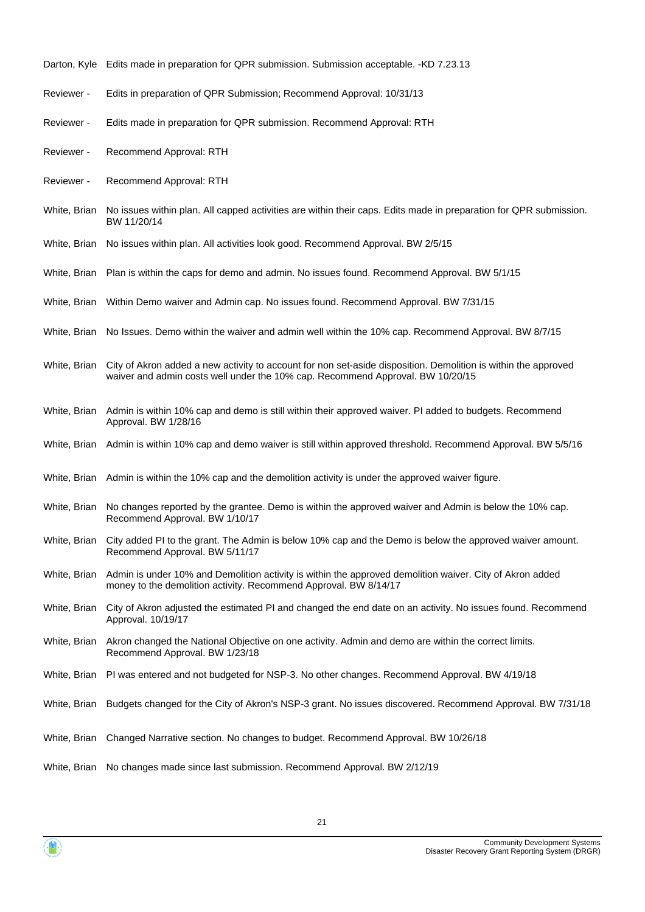| | |
|---|---|
| Darton, Kyle | Edits made in preparation for QPR submission. Submission acceptable. -KD 7.23.13 |
| Reviewer - | Edits in preparation of QPR Submission; Recommend Approval: 10/31/13 |
| Reviewer - | Edits made in preparation for QPR submission. Recommend Approval: RTH |
| Reviewer - | Recommend Approval: RTH |
| Reviewer - | Recommend Approval: RTH |
| White, Brian | No issues within plan. All capped activities are within their caps. Edits made in preparation for QPR submission. BW 11/20/14 |
| White, Brian | No issues within plan. All activities look good. Recommend Approval. BW 2/5/15 |
| White, Brian | Plan is within the caps for demo and admin. No issues found. Recommend Approval. BW 5/1/15 |
| White, Brian | Within Demo waiver and Admin cap. No issues found. Recommend Approval. BW 7/31/15 |
| White, Brian | No Issues. Demo within the waiver and admin well within the 10% cap. Recommend Approval. BW 8/7/15 |
| White, Brian | City of Akron added a new activity to account for non set-aside disposition. Demolition is within the approved waiver and admin costs well under the 10% cap. Recommend Approval. BW 10/20/15 |
| White, Brian | Admin is within 10% cap and demo is still within their approved waiver. PI added to budgets. Recommend Approval. BW 1/28/16 |
| White, Brian | Admin is within 10% cap and demo waiver is still within approved threshold. Recommend Approval. BW 5/5/16 |
| White, Brian | Admin is within the 10% cap and the demolition activity is under the approved waiver figure. |
| White, Brian | No changes reported by the grantee. Demo is within the approved waiver and Admin is below the 10% cap. Recommend Approval. BW 1/10/17 |
| White, Brian | City added PI to the grant. The Admin is below 10% cap and the Demo is below the approved waiver amount. Recommend Approval. BW 5/11/17 |
| White, Brian | Admin is under 10% and Demolition activity is within the approved demolition waiver. City of Akron added money to the demolition activity. Recommend Approval. BW 8/14/17 |
| White, Brian | City of Akron adjusted the estimated PI and changed the end date on an activity. No issues found. Recommend Approval. 10/19/17 |
| White, Brian | Akron changed the National Objective on one activity. Admin and demo are within the correct limits. Recommend Approval. BW 1/23/18 |
| White, Brian | PI was entered and not budgeted for NSP-3. No other changes. Recommend Approval. BW 4/19/18 |
| White, Brian | Budgets changed for the City of Akron's NSP-3 grant. No issues discovered. Recommend Approval. BW 7/31/18 |
| White, Brian | Changed Narrative section. No changes to budget. Recommend Approval. BW 10/26/18 |
| White, Brian | No changes made since last submission. Recommend Approval. BW 2/12/19 |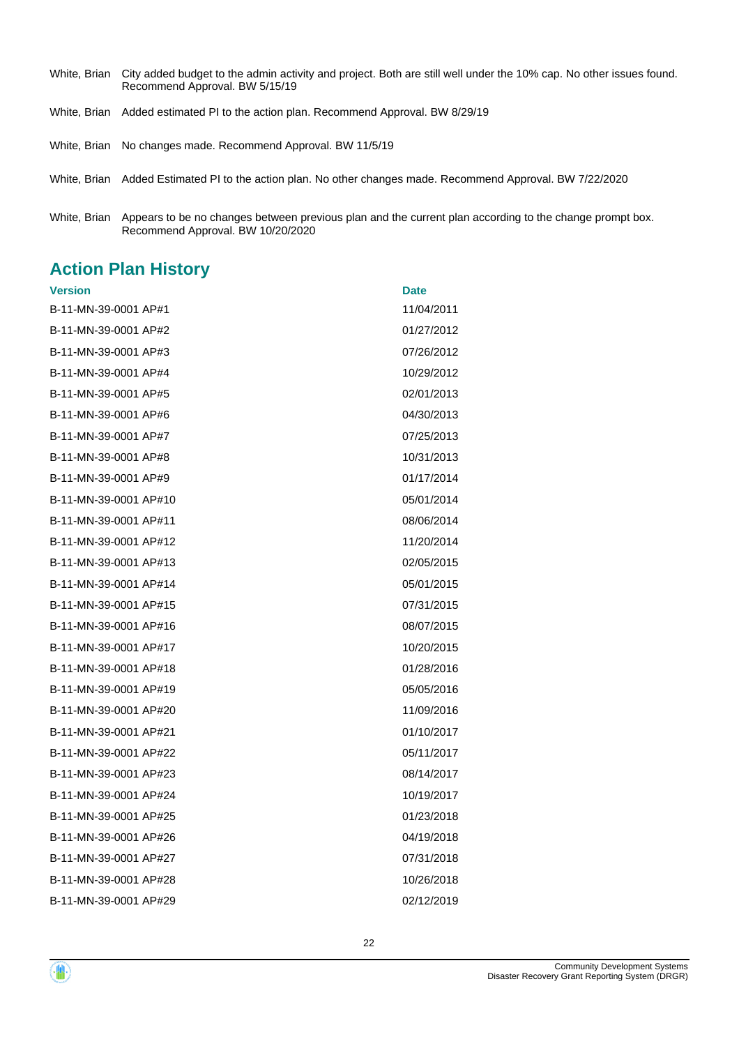| | |
|---|---|
| White, Brian | City added budget to the admin activity and project. Both are still well under the 10% cap. No other issues found. Recommend Approval. BW 5/15/19 |
| White, Brian | Added estimated PI to the action plan. Recommend Approval. BW 8/29/19 |
| White, Brian | No changes made. Recommend Approval. BW 11/5/19 |
| White, Brian | Added Estimated PI to the action plan. No other changes made. Recommend Approval. BW 7/22/2020 |
| White, Brian | Appears to be no changes between previous plan and the current plan according to the change prompt box. Recommend Approval. BW 10/20/2020 |

## Action Plan History

| Version | Date |
|---|---|
| B-11-MN-39-0001 AP#1 | 11/04/2011 |
| B-11-MN-39-0001 AP#2 | 01/27/2012 |
| B-11-MN-39-0001 AP#3 | 07/26/2012 |
| B-11-MN-39-0001 AP#4 | 10/29/2012 |
| B-11-MN-39-0001 AP#5 | 02/01/2013 |
| B-11-MN-39-0001 AP#6 | 04/30/2013 |
| B-11-MN-39-0001 AP#7 | 07/25/2013 |
| B-11-MN-39-0001 AP#8 | 10/31/2013 |
| B-11-MN-39-0001 AP#9 | 01/17/2014 |
| B-11-MN-39-0001 AP#10 | 05/01/2014 |
| B-11-MN-39-0001 AP#11 | 08/06/2014 |
| B-11-MN-39-0001 AP#12 | 11/20/2014 |
| B-11-MN-39-0001 AP#13 | 02/05/2015 |
| B-11-MN-39-0001 AP#14 | 05/01/2015 |
| B-11-MN-39-0001 AP#15 | 07/31/2015 |
| B-11-MN-39-0001 AP#16 | 08/07/2015 |
| B-11-MN-39-0001 AP#17 | 10/20/2015 |
| B-11-MN-39-0001 AP#18 | 01/28/2016 |
| B-11-MN-39-0001 AP#19 | 05/05/2016 |
| B-11-MN-39-0001 AP#20 | 11/09/2016 |
| B-11-MN-39-0001 AP#21 | 01/10/2017 |
| B-11-MN-39-0001 AP#22 | 05/11/2017 |
| B-11-MN-39-0001 AP#23 | 08/14/2017 |
| B-11-MN-39-0001 AP#24 | 10/19/2017 |
| B-11-MN-39-0001 AP#25 | 01/23/2018 |
| B-11-MN-39-0001 AP#26 | 04/19/2018 |
| B-11-MN-39-0001 AP#27 | 07/31/2018 |
| B-11-MN-39-0001 AP#28 | 10/26/2018 |
| B-11-MN-39-0001 AP#29 | 02/12/2019 |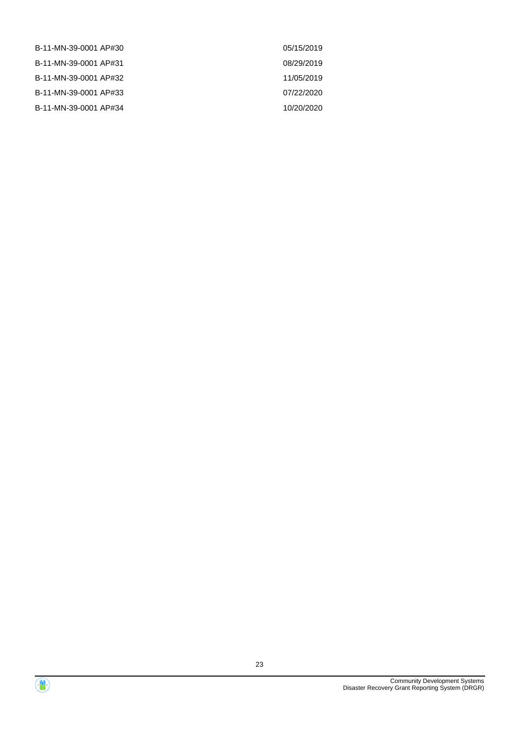| | |
|---|---|
| B-11-MN-39-0001 AP#30 | 05/15/2019 |
| B-11-MN-39-0001 AP#31 | 08/29/2019 |
| B-11-MN-39-0001 AP#32 | 11/05/2019 |
| B-11-MN-39-0001 AP#33 | 07/22/2020 |
| B-11-MN-39-0001 AP#34 | 10/20/2020 |